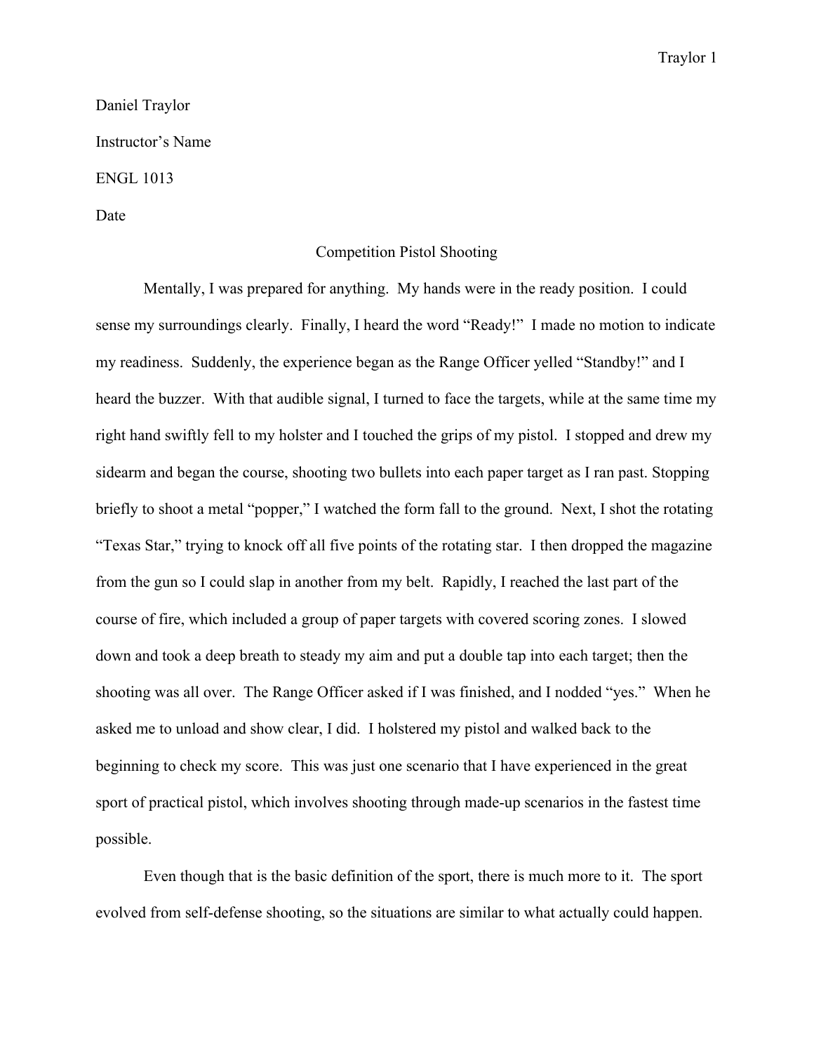Daniel Traylor

Instructor's Name

ENGL 1013

Date

# Competition Pistol Shooting

Mentally, I was prepared for anything. My hands were in the ready position. I could sense my surroundings clearly. Finally, I heard the word "Ready!" I made no motion to indicate my readiness. Suddenly, the experience began as the Range Officer yelled "Standby!" and I heard the buzzer. With that audible signal, I turned to face the targets, while at the same time my right hand swiftly fell to my holster and I touched the grips of my pistol. I stopped and drew my sidearm and began the course, shooting two bullets into each paper target as I ran past. Stopping briefly to shoot a metal "popper," I watched the form fall to the ground. Next, I shot the rotating "Texas Star," trying to knock off all five points of the rotating star. I then dropped the magazine from the gun so I could slap in another from my belt. Rapidly, I reached the last part of the course of fire, which included a group of paper targets with covered scoring zones. I slowed down and took a deep breath to steady my aim and put a double tap into each target; then the shooting was all over. The Range Officer asked if I was finished, and I nodded "yes." When he asked me to unload and show clear, I did. I holstered my pistol and walked back to the beginning to check my score. This was just one scenario that I have experienced in the great sport of practical pistol, which involves shooting through made-up scenarios in the fastest time possible.

Even though that is the basic definition of the sport, there is much more to it. The sport evolved from self-defense shooting, so the situations are similar to what actually could happen.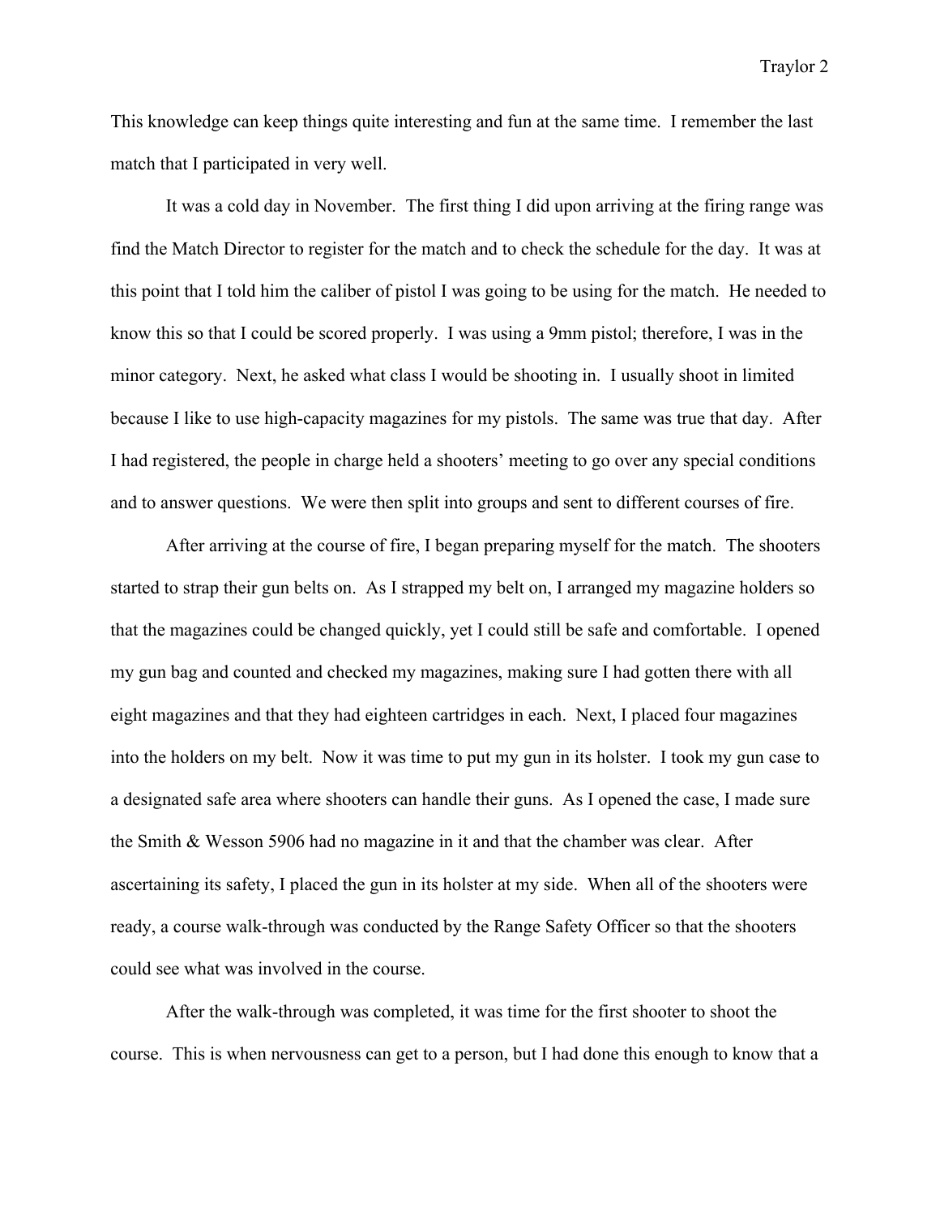This knowledge can keep things quite interesting and fun at the same time. I remember the last match that I participated in very well.

It was a cold day in November. The first thing I did upon arriving at the firing range was find the Match Director to register for the match and to check the schedule for the day. It was at this point that I told him the caliber of pistol I was going to be using for the match. He needed to know this so that I could be scored properly. I was using a 9mm pistol; therefore, I was in the minor category. Next, he asked what class I would be shooting in. I usually shoot in limited because I like to use high-capacity magazines for my pistols. The same was true that day. After I had registered, the people in charge held a shooters' meeting to go over any special conditions and to answer questions. We were then split into groups and sent to different courses of fire.

After arriving at the course of fire, I began preparing myself for the match. The shooters started to strap their gun belts on. As I strapped my belt on, I arranged my magazine holders so that the magazines could be changed quickly, yet I could still be safe and comfortable. I opened my gun bag and counted and checked my magazines, making sure I had gotten there with all eight magazines and that they had eighteen cartridges in each. Next, I placed four magazines into the holders on my belt. Now it was time to put my gun in its holster. I took my gun case to a designated safe area where shooters can handle their guns. As I opened the case, I made sure the Smith & Wesson 5906 had no magazine in it and that the chamber was clear. After ascertaining its safety, I placed the gun in its holster at my side. When all of the shooters were ready, a course walk-through was conducted by the Range Safety Officer so that the shooters could see what was involved in the course.

After the walk-through was completed, it was time for the first shooter to shoot the course. This is when nervousness can get to a person, but I had done this enough to know that a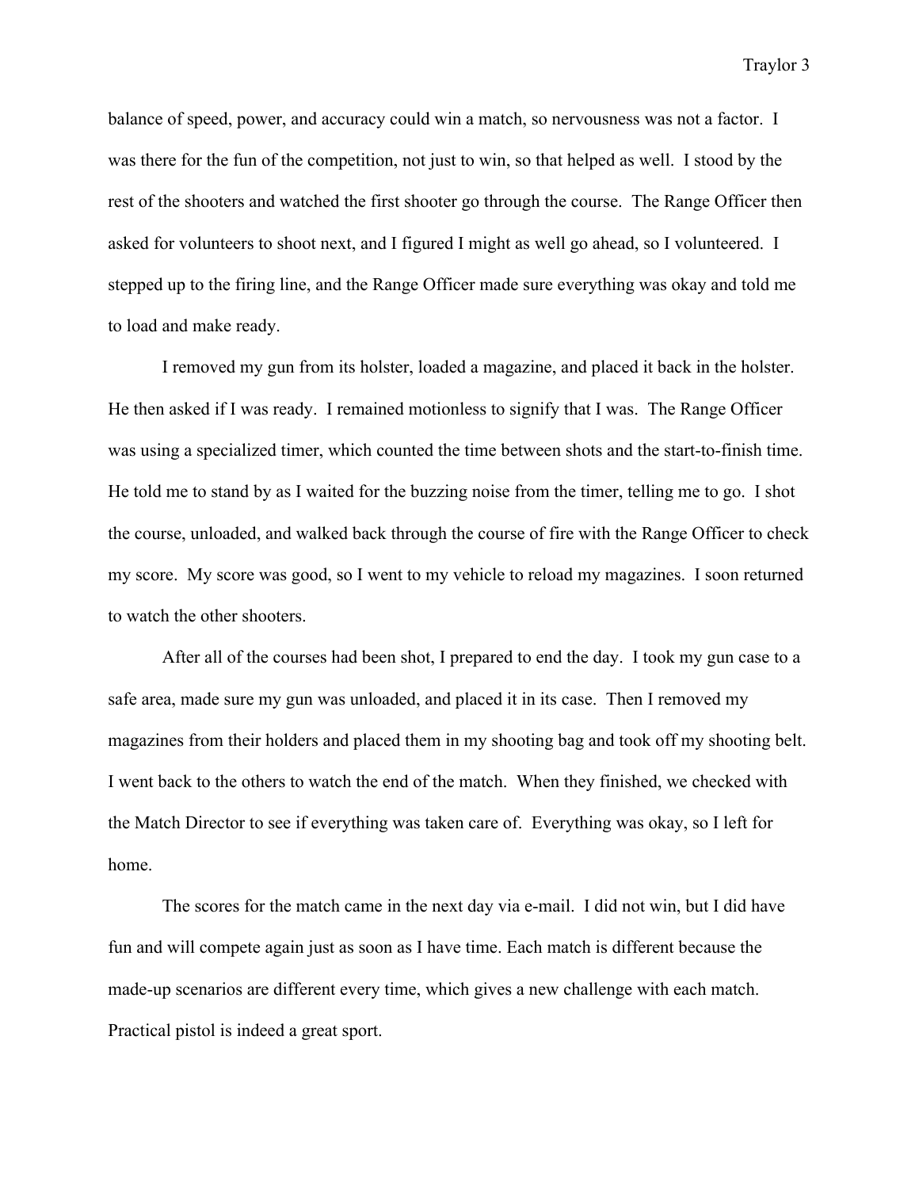balance of speed, power, and accuracy could win a match, so nervousness was not a factor. I was there for the fun of the competition, not just to win, so that helped as well. I stood by the rest of the shooters and watched the first shooter go through the course. The Range Officer then asked for volunteers to shoot next, and I figured I might as well go ahead, so I volunteered. I stepped up to the firing line, and the Range Officer made sure everything was okay and told me to load and make ready.

I removed my gun from its holster, loaded a magazine, and placed it back in the holster. He then asked if I was ready. I remained motionless to signify that I was. The Range Officer was using a specialized timer, which counted the time between shots and the start-to-finish time. He told me to stand by as I waited for the buzzing noise from the timer, telling me to go. I shot the course, unloaded, and walked back through the course of fire with the Range Officer to check my score. My score was good, so I went to my vehicle to reload my magazines. I soon returned to watch the other shooters.

After all of the courses had been shot, I prepared to end the day. I took my gun case to a safe area, made sure my gun was unloaded, and placed it in its case. Then I removed my magazines from their holders and placed them in my shooting bag and took off my shooting belt. I went back to the others to watch the end of the match. When they finished, we checked with the Match Director to see if everything was taken care of. Everything was okay, so I left for home.

The scores for the match came in the next day via e-mail. I did not win, but I did have fun and will compete again just as soon as I have time. Each match is different because the made-up scenarios are different every time, which gives a new challenge with each match. Practical pistol is indeed a great sport.